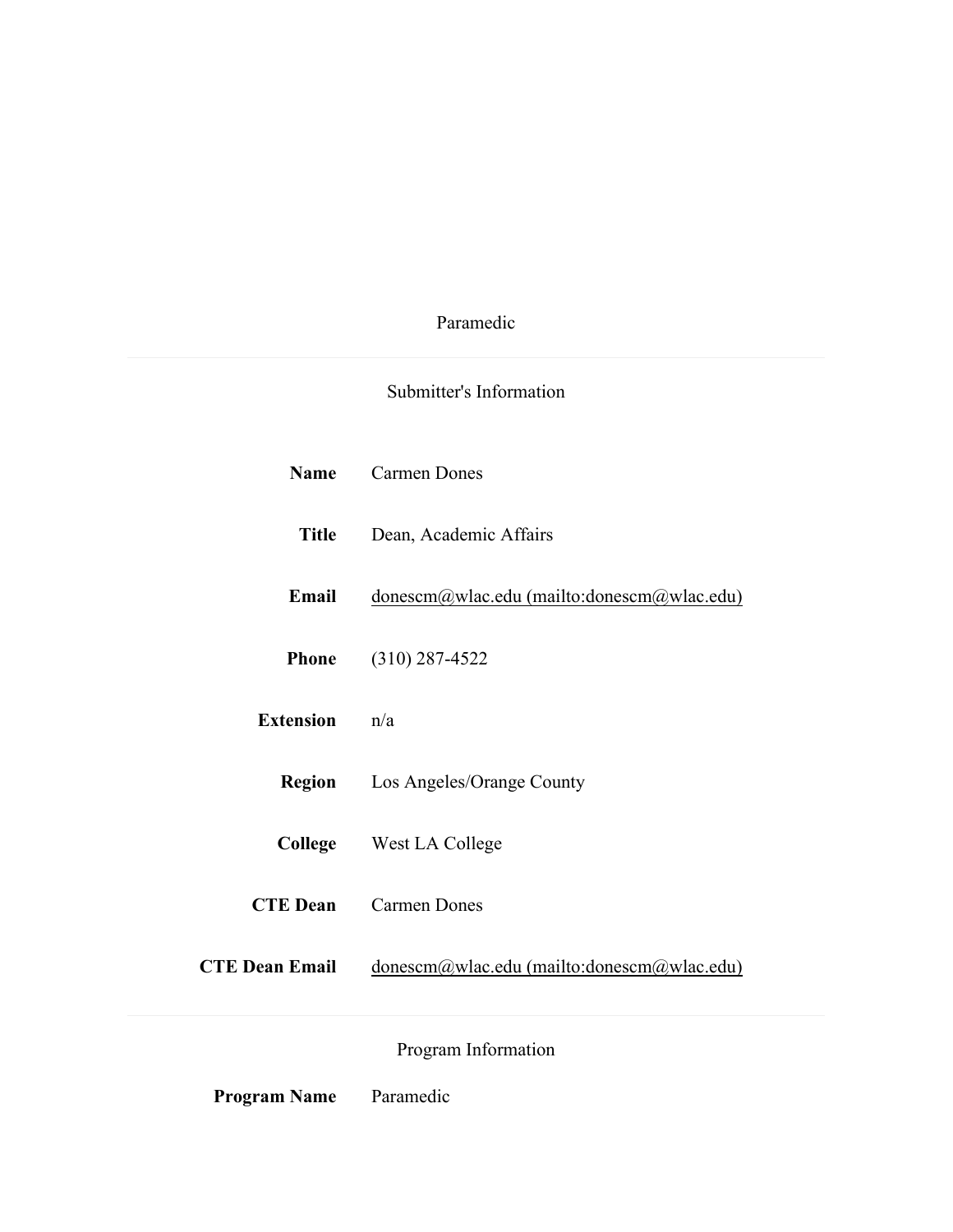# Paramedic

---

## Submitter's Information

**Name** Carmen Dones

**Title** Dean, Academic Affairs

**Email** donescm@wlac.edu (mailto:donescm@wlac.edu)

**Phone** (310) 287-4522

**Extension** n/a

**Region** Los Angeles/Orange County

**College** West LA College

**CTE Dean** Carmen Dones

**CTE Dean Email** donescm@wlac.edu (mailto:donescm@wlac.edu)

---

## Program Information

**Program Name** Paramedic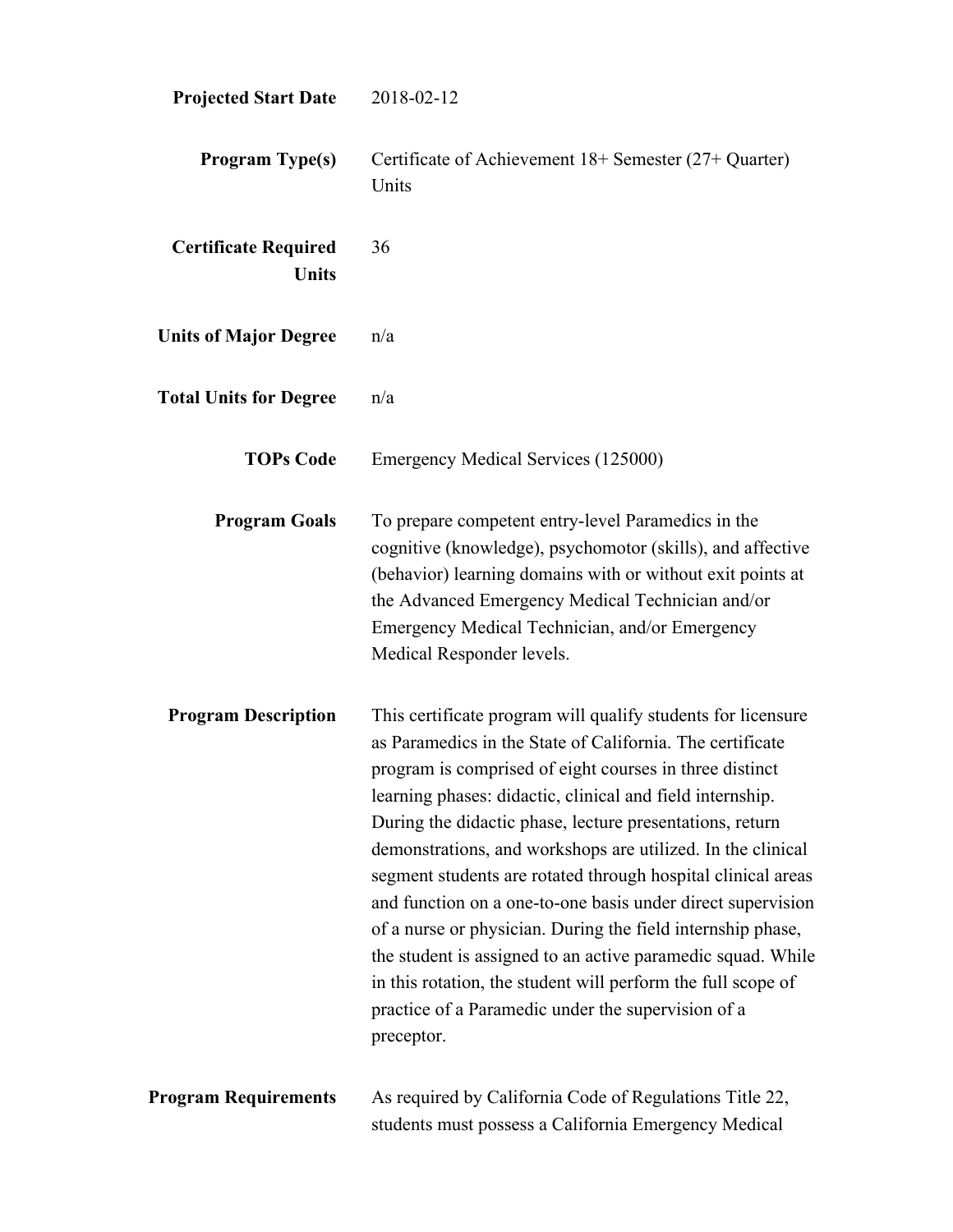**Projected Start Date** 2018-02-12

**Program Type(s)** Certificate of Achievement 18+ Semester (27+ Quarter) Units

**Certificate Required Units** 36

**Units of Major Degree** n/a

**Total Units for Degree** n/a

**TOPs Code** Emergency Medical Services (125000)

**Program Goals** To prepare competent entry-level Paramedics in the cognitive (knowledge), psychomotor (skills), and affective (behavior) learning domains with or without exit points at the Advanced Emergency Medical Technician and/or Emergency Medical Technician, and/or Emergency Medical Responder levels.

**Program Description** This certificate program will qualify students for licensure as Paramedics in the State of California. The certificate program is comprised of eight courses in three distinct learning phases: didactic, clinical and field internship. During the didactic phase, lecture presentations, return demonstrations, and workshops are utilized. In the clinical segment students are rotated through hospital clinical areas and function on a one-to-one basis under direct supervision of a nurse or physician. During the field internship phase, the student is assigned to an active paramedic squad. While in this rotation, the student will perform the full scope of practice of a Paramedic under the supervision of a preceptor.

**Program Requirements** As required by California Code of Regulations Title 22, students must possess a California Emergency Medical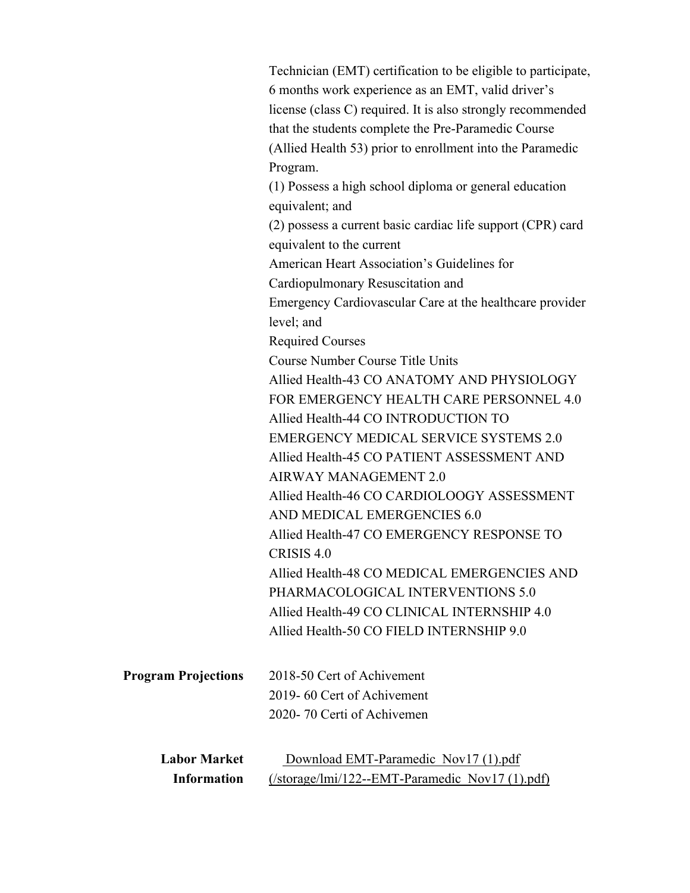Technician (EMT) certification to be eligible to participate, 6 months work experience as an EMT, valid driver's license (class C) required. It is also strongly recommended that the students complete the Pre-Paramedic Course (Allied Health 53) prior to enrollment into the Paramedic Program.

(1) Possess a high school diploma or general education equivalent; and

(2) possess a current basic cardiac life support (CPR) card equivalent to the current American Heart Association's Guidelines for Cardiopulmonary Resuscitation and Emergency Cardiovascular Care at the healthcare provider level; and

Required Courses

Course Number Course Title Units

Allied Health-43 CO ANATOMY AND PHYSIOLOGY FOR EMERGENCY HEALTH CARE PERSONNEL 4.0

Allied Health-44 CO INTRODUCTION TO EMERGENCY MEDICAL SERVICE SYSTEMS 2.0

Allied Health-45 CO PATIENT ASSESSMENT AND AIRWAY MANAGEMENT 2.0

Allied Health-46 CO CARDIOLOOGY ASSESSMENT AND MEDICAL EMERGENCIES 6.0

Allied Health-47 CO EMERGENCY RESPONSE TO CRISIS 4.0

Allied Health-48 CO MEDICAL EMERGENCIES AND PHARMACOLOGICAL INTERVENTIONS 5.0

Allied Health-49 CO CLINICAL INTERNSHIP 4.0

Allied Health-50 CO FIELD INTERNSHIP 9.0

**Program Projections**

2018-50 Cert of Achivement

2019- 60 Cert of Achivement

2020- 70 Certi of Achivemen

**Labor Market Information**

Download EMT-Paramedic_Nov17 (1).pdf (/storage/lmi/122--EMT-Paramedic_Nov17 (1).pdf)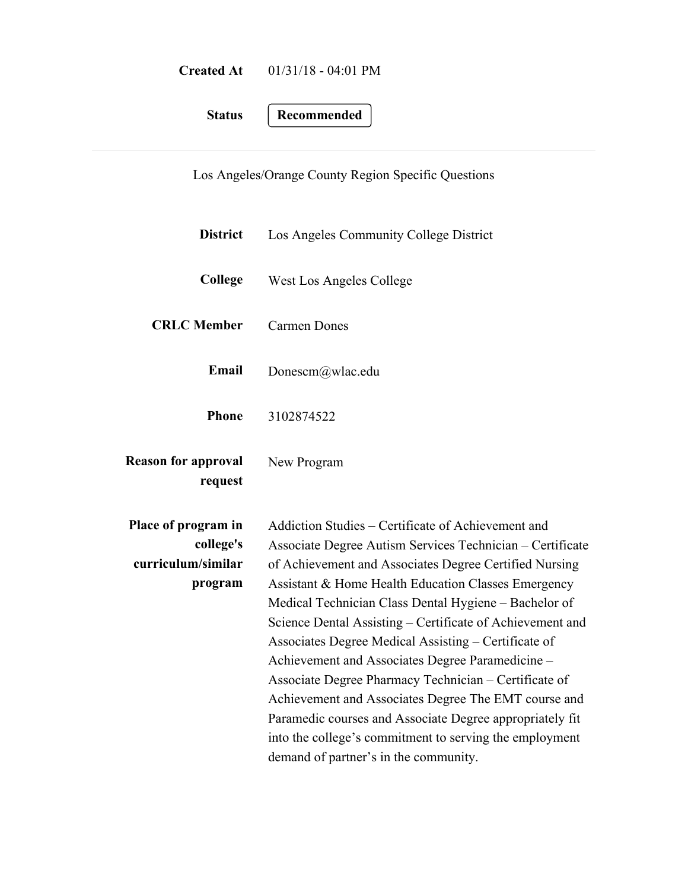**Created At** 01/31/18 - 04:01 PM

**Status** Recommended

---

Los Angeles/Orange County Region Specific Questions

**District** Los Angeles Community College District

**College** West Los Angeles College

**CRLC Member** Carmen Dones

**Email** Donescm@wlac.edu

**Phone** 3102874522

**Reason for approval request** New Program

**Place of program in college's curriculum/similar program** Addiction Studies – Certificate of Achievement and Associate Degree Autism Services Technician – Certificate of Achievement and Associates Degree Certified Nursing Assistant & Home Health Education Classes Emergency Medical Technician Class Dental Hygiene – Bachelor of Science Dental Assisting – Certificate of Achievement and Associates Degree Medical Assisting – Certificate of Achievement and Associates Degree Paramedicine – Associate Degree Pharmacy Technician – Certificate of Achievement and Associates Degree The EMT course and Paramedic courses and Associate Degree appropriately fit into the college's commitment to serving the employment demand of partner's in the community.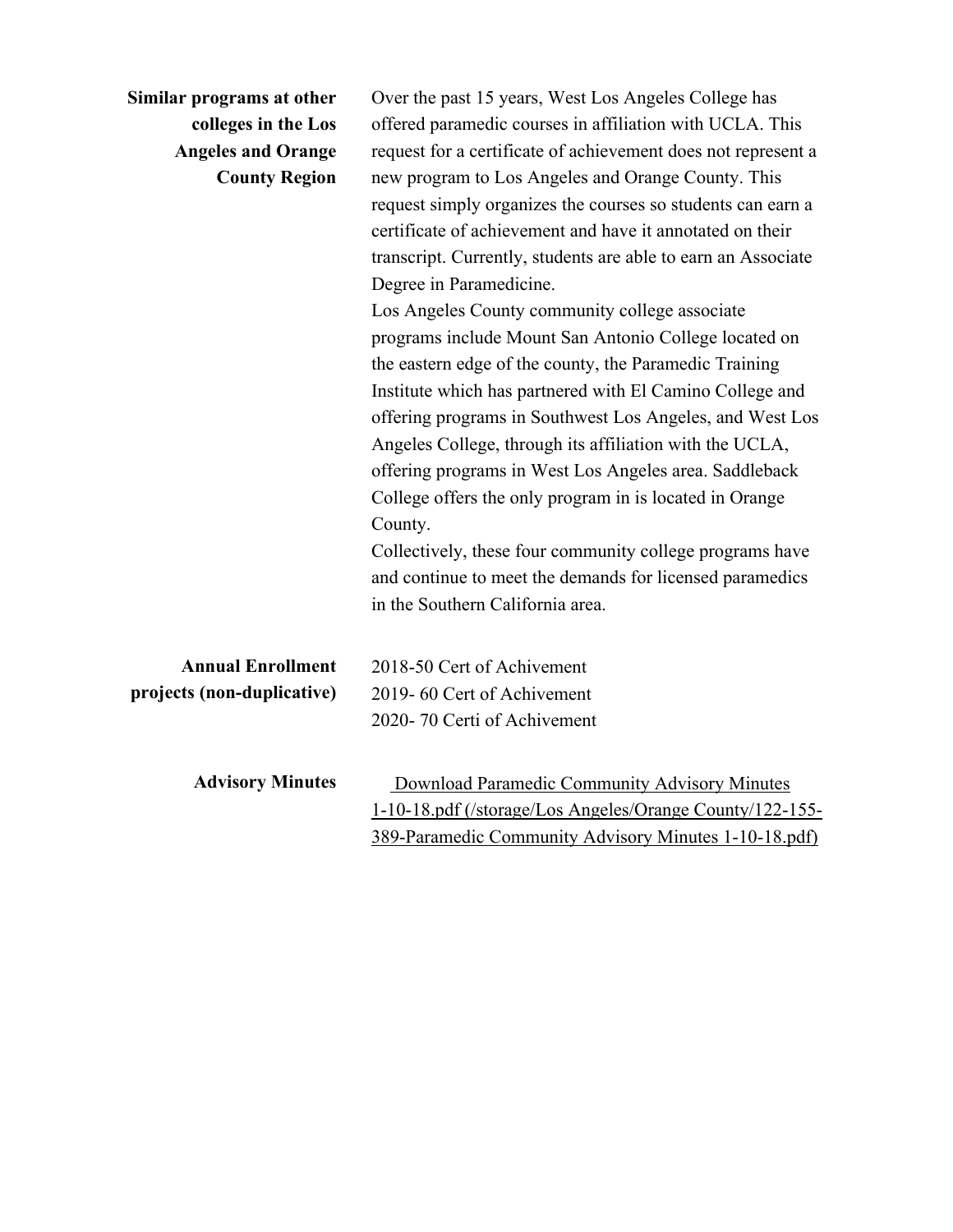**Similar programs at other colleges in the Los Angeles and Orange County Region**

Over the past 15 years, West Los Angeles College has offered paramedic courses in affiliation with UCLA. This request for a certificate of achievement does not represent a new program to Los Angeles and Orange County. This request simply organizes the courses so students can earn a certificate of achievement and have it annotated on their transcript. Currently, students are able to earn an Associate Degree in Paramedicine.

Los Angeles County community college associate programs include Mount San Antonio College located on the eastern edge of the county, the Paramedic Training Institute which has partnered with El Camino College and offering programs in Southwest Los Angeles, and West Los Angeles College, through its affiliation with the UCLA, offering programs in West Los Angeles area. Saddleback College offers the only program in is located in Orange County.

Collectively, these four community college programs have and continue to meet the demands for licensed paramedics in the Southern California area.

**Annual Enrollment projects (non-duplicative)**

2018-50 Cert of Achivement
2019- 60 Cert of Achivement
2020- 70 Certi of Achivement

**Advisory Minutes**

Download Paramedic Community Advisory Minutes 1-10-18.pdf (/storage/Los Angeles/Orange County/122-155-389-Paramedic Community Advisory Minutes 1-10-18.pdf)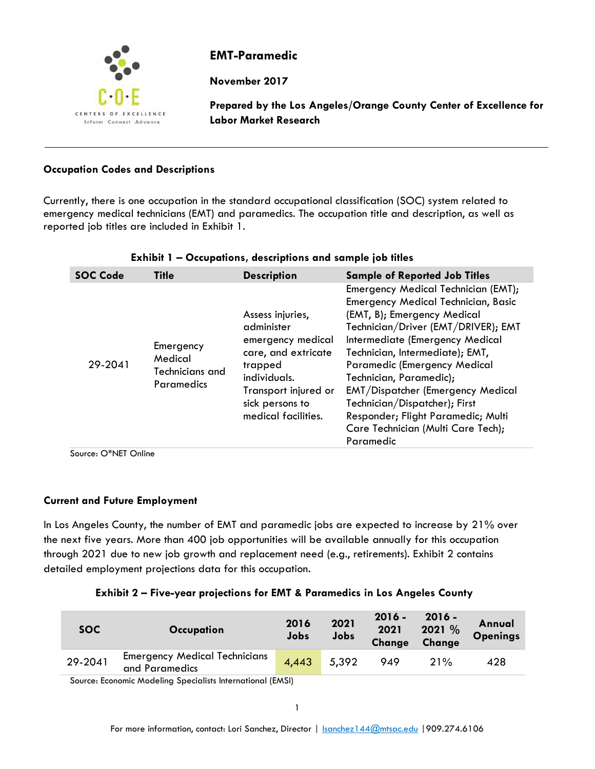# EMT-Paramedic

**November 2017**

**Prepared by the Los Angeles/Orange County Center of Excellence for Labor Market Research**

---

### Occupation Codes and Descriptions

Currently, there is one occupation in the standard occupational classification (SOC) system related to emergency medical technicians (EMT) and paramedics. The occupation title and description, as well as reported job titles are included in Exhibit 1.

**Exhibit 1 – Occupations, descriptions and sample job titles**

| SOC Code | Title | Description | Sample of Reported Job Titles |
|---|---|---|---|
| 29-2041 | Emergency Medical Technicians and Paramedics | Assess injuries, administer emergency medical care, and extricate trapped individuals. Transport injured or sick persons to medical facilities. | Emergency Medical Technician (EMT); Emergency Medical Technician, Basic (EMT, B); Emergency Medical Technician/Driver (EMT/DRIVER); EMT Intermediate (Emergency Medical Technician, Intermediate); EMT, Paramedic (Emergency Medical Technician, Paramedic); EMT/Dispatcher (Emergency Medical Technician/Dispatcher); First Responder; Flight Paramedic; Multi Care Technician (Multi Care Tech); Paramedic |

Source: O*NET Online

### Current and Future Employment

In Los Angeles County, the number of EMT and paramedic jobs are expected to increase by 21% over the next five years. More than 400 job opportunities will be available annually for this occupation through 2021 due to new job growth and replacement need (e.g., retirements). Exhibit 2 contains detailed employment projections data for this occupation.

**Exhibit 2 – Five-year projections for EMT & Paramedics in Los Angeles County**

| SOC | Occupation | 2016 Jobs | 2021 Jobs | 2016 - 2021 Change | 2016 - 2021 % Change | Annual Openings |
|---|---|---|---|---|---|---|
| 29-2041 | Emergency Medical Technicians and Paramedics | 4,443 | 5,392 | 949 | 21% | 428 |

Source: Economic Modeling Specialists International (EMSI)

For more information, contact: Lori Sanchez, Director | lsanchez144@mtsac.edu | 909.274.6106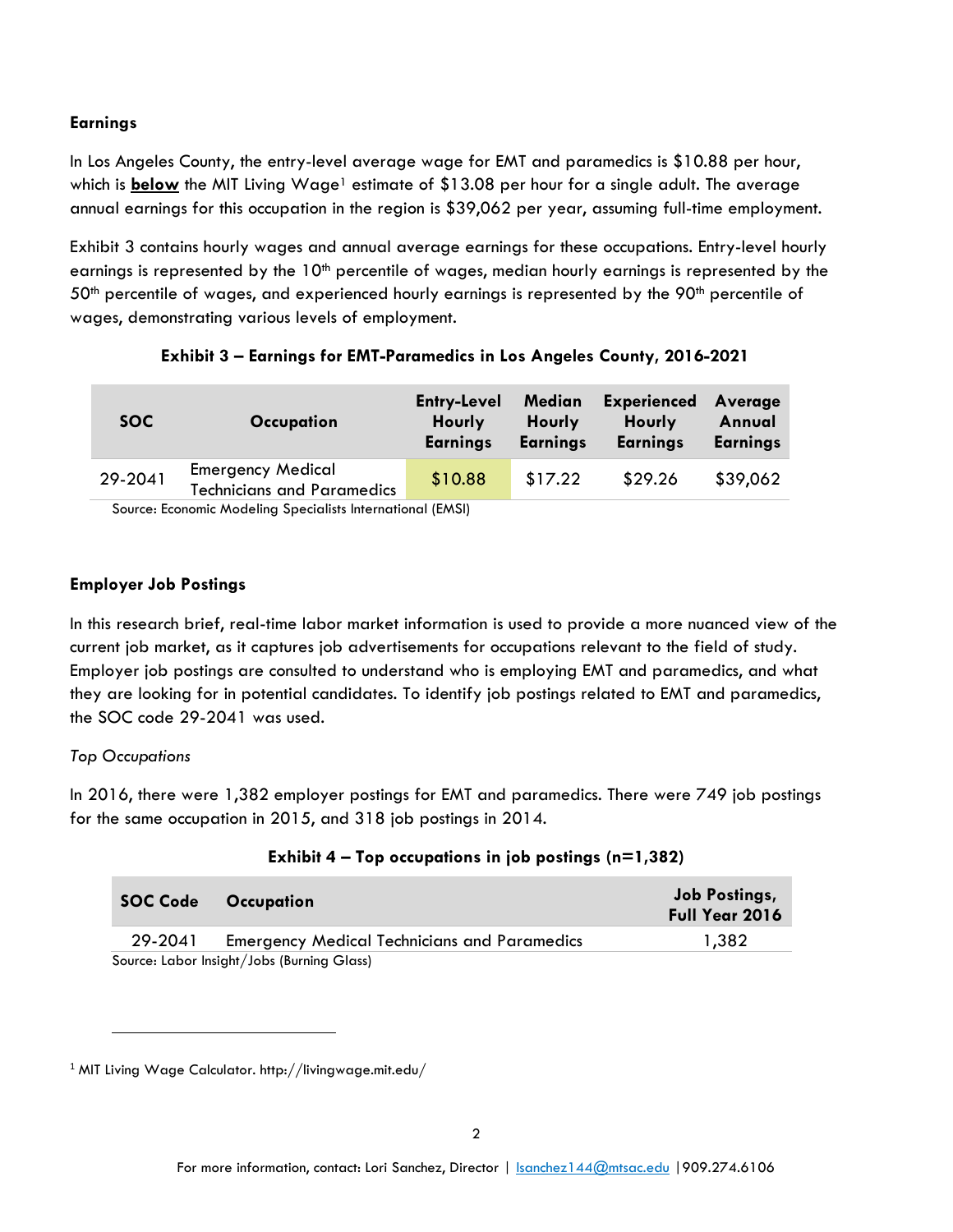**Earnings**

In Los Angeles County, the entry-level average wage for EMT and paramedics is $10.88 per hour, which is **below** the MIT Living Wage[1] estimate of $13.08 per hour for a single adult. The average annual earnings for this occupation in the region is $39,062 per year, assuming full-time employment.

Exhibit 3 contains hourly wages and annual average earnings for these occupations. Entry-level hourly earnings is represented by the 10th percentile of wages, median hourly earnings is represented by the 50th percentile of wages, and experienced hourly earnings is represented by the 90th percentile of wages, demonstrating various levels of employment.

**Exhibit 3 – Earnings for EMT-Paramedics in Los Angeles County, 2016-2021**

| SOC | Occupation | Entry-Level Hourly Earnings | Median Hourly Earnings | Experienced Hourly Earnings | Average Annual Earnings |
|---|---|---|---|---|---|
| 29-2041 | Emergency Medical Technicians and Paramedics | $10.88 | $17.22 | $29.26 | $39,062 |

Source: Economic Modeling Specialists International (EMSI)

**Employer Job Postings**

In this research brief, real-time labor market information is used to provide a more nuanced view of the current job market, as it captures job advertisements for occupations relevant to the field of study. Employer job postings are consulted to understand who is employing EMT and paramedics, and what they are looking for in potential candidates. To identify job postings related to EMT and paramedics, the SOC code 29-2041 was used.

*Top Occupations*

In 2016, there were 1,382 employer postings for EMT and paramedics. There were 749 job postings for the same occupation in 2015, and 318 job postings in 2014.

**Exhibit 4 – Top occupations in job postings (n=1,382)**

| SOC Code | Occupation | Job Postings, Full Year 2016 |
|---|---|---|
| 29-2041 | Emergency Medical Technicians and Paramedics | 1,382 |

Source: Labor Insight/Jobs (Burning Glass)

[1] MIT Living Wage Calculator. http://livingwage.mit.edu/

For more information, contact: Lori Sanchez, Director | lsanchez144@mtsac.edu | 909.274.6106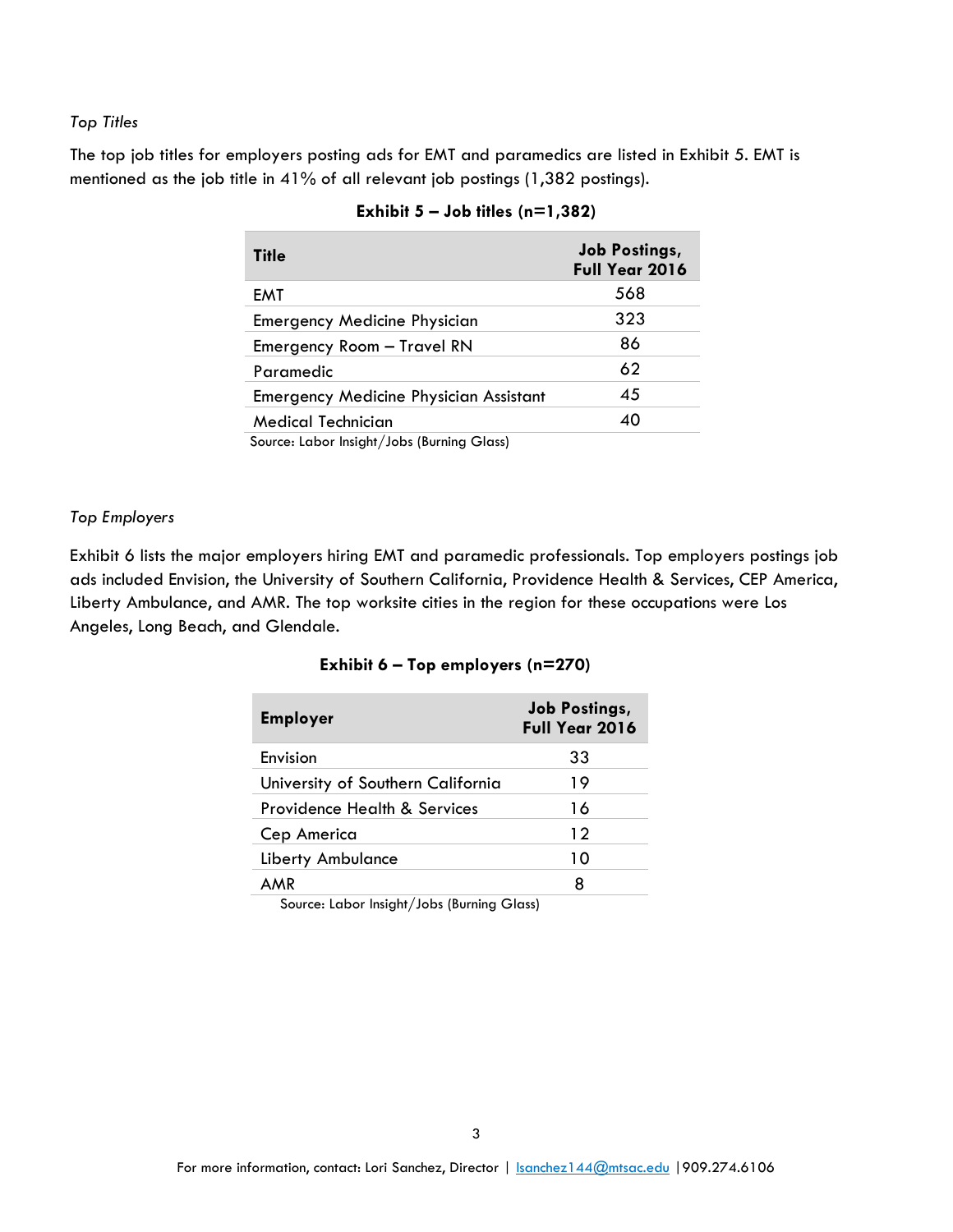*Top Titles*

The top job titles for employers posting ads for EMT and paramedics are listed in Exhibit 5. EMT is mentioned as the job title in 41% of all relevant job postings (1,382 postings).

**Exhibit 5 – Job titles (n=1,382)**

| Title | Job Postings, Full Year 2016 |
|---|---|
| EMT | 568 |
| Emergency Medicine Physician | 323 |
| Emergency Room – Travel RN | 86 |
| Paramedic | 62 |
| Emergency Medicine Physician Assistant | 45 |
| Medical Technician | 40 |

Source: Labor Insight/Jobs (Burning Glass)

*Top Employers*

Exhibit 6 lists the major employers hiring EMT and paramedic professionals. Top employers postings job ads included Envision, the University of Southern California, Providence Health & Services, CEP America, Liberty Ambulance, and AMR. The top worksite cities in the region for these occupations were Los Angeles, Long Beach, and Glendale.

**Exhibit 6 – Top employers (n=270)**

| Employer | Job Postings, Full Year 2016 |
|---|---|
| Envision | 33 |
| University of Southern California | 19 |
| Providence Health & Services | 16 |
| Cep America | 12 |
| Liberty Ambulance | 10 |
| AMR | 8 |

Source: Labor Insight/Jobs (Burning Glass)

For more information, contact: Lori Sanchez, Director | lsanchez144@mtsac.edu | 909.274.6106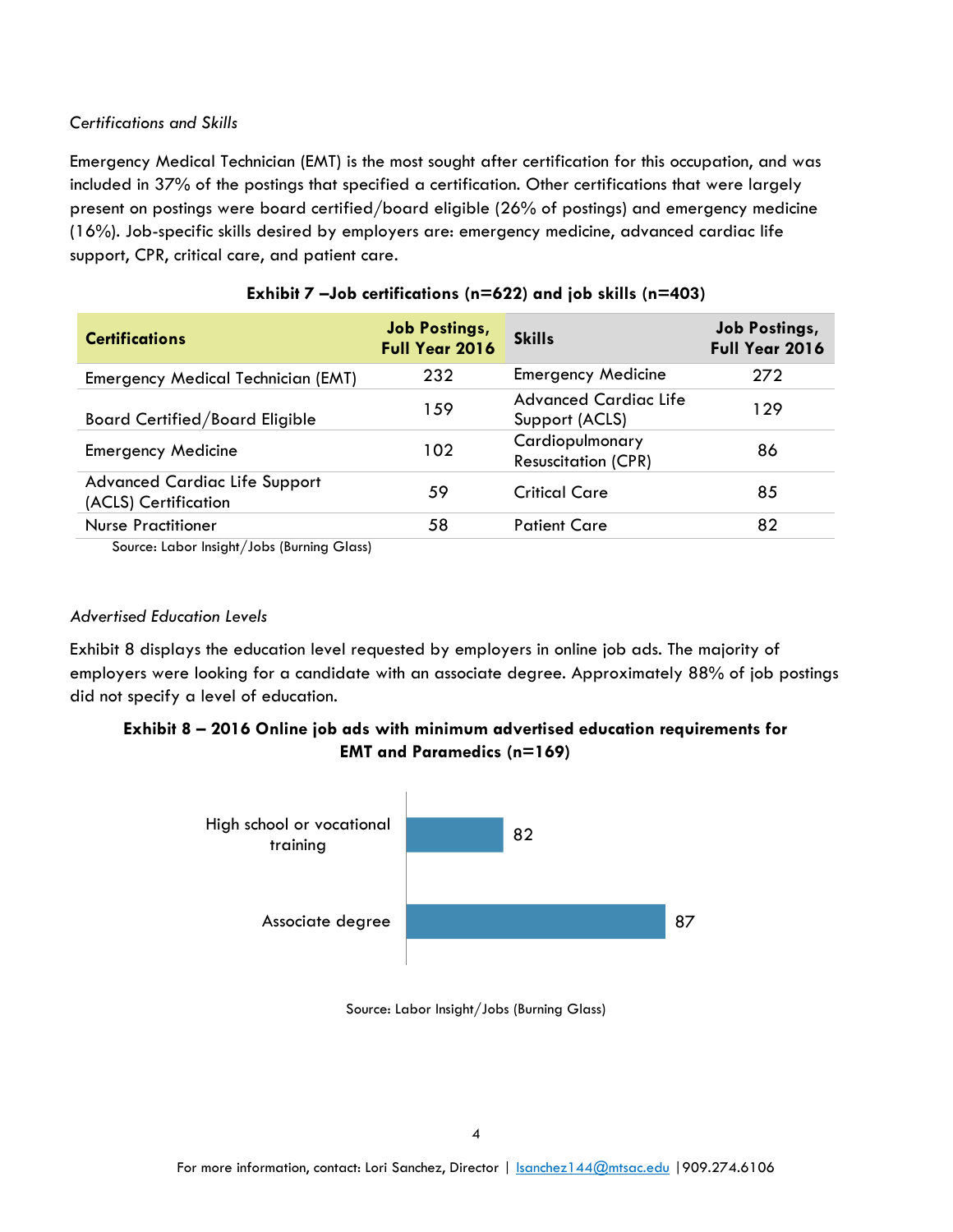*Certifications and Skills*

Emergency Medical Technician (EMT) is the most sought after certification for this occupation, and was included in 37% of the postings that specified a certification. Other certifications that were largely present on postings were board certified/board eligible (26% of postings) and emergency medicine (16%). Job-specific skills desired by employers are: emergency medicine, advanced cardiac life support, CPR, critical care, and patient care.

**Exhibit 7 –Job certifications (n=622) and job skills (n=403)**

| Certifications | Job Postings, Full Year 2016 | Skills | Job Postings, Full Year 2016 |
|---|---|---|---|
| Emergency Medical Technician (EMT) | 232 | Emergency Medicine | 272 |
| Board Certified/Board Eligible | 159 | Advanced Cardiac Life Support (ACLS) | 129 |
| Emergency Medicine | 102 | Cardiopulmonary Resuscitation (CPR) | 86 |
| Advanced Cardiac Life Support (ACLS) Certification | 59 | Critical Care | 85 |
| Nurse Practitioner | 58 | Patient Care | 82 |

Source: Labor Insight/Jobs (Burning Glass)

*Advertised Education Levels*

Exhibit 8 displays the education level requested by employers in online job ads. The majority of employers were looking for a candidate with an associate degree. Approximately 88% of job postings did not specify a level of education.

**Exhibit 8 – 2016 Online job ads with minimum advertised education requirements for EMT and Paramedics (n=169)**

| Education level | Job ads |
|---|---|
| High school or vocational training | 82 |
| Associate degree | 87 |

Source: Labor Insight/Jobs (Burning Glass)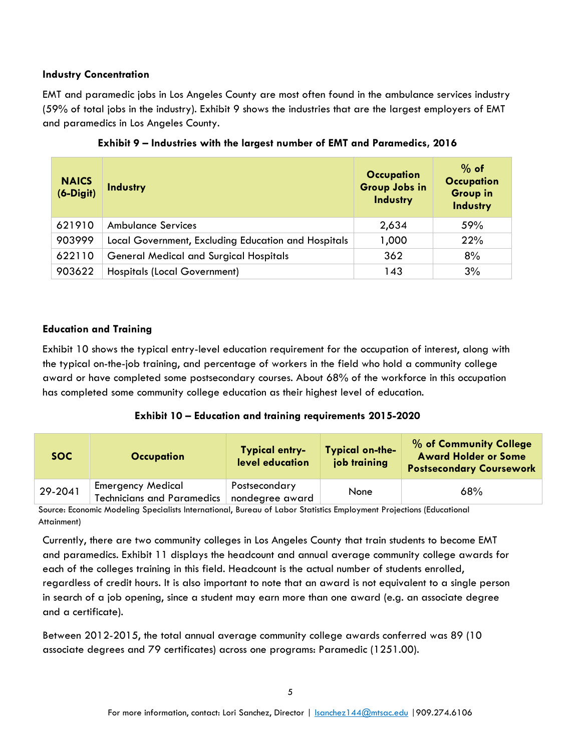### Industry Concentration

EMT and paramedic jobs in Los Angeles County are most often found in the ambulance services industry (59% of total jobs in the industry). Exhibit 9 shows the industries that are the largest employers of EMT and paramedics in Los Angeles County.

**Exhibit 9 – Industries with the largest number of EMT and Paramedics, 2016**

| NAICS (6-Digit) | Industry | Occupation Group Jobs in Industry | % of Occupation Group in Industry |
|---|---|---|---|
| 621910 | Ambulance Services | 2,634 | 59% |
| 903999 | Local Government, Excluding Education and Hospitals | 1,000 | 22% |
| 622110 | General Medical and Surgical Hospitals | 362 | 8% |
| 903622 | Hospitals (Local Government) | 143 | 3% |

### Education and Training

Exhibit 10 shows the typical entry-level education requirement for the occupation of interest, along with the typical on-the-job training, and percentage of workers in the field who hold a community college award or have completed some postsecondary courses. About 68% of the workforce in this occupation has completed some community college education as their highest level of education.

**Exhibit 10 – Education and training requirements 2015-2020**

| SOC | Occupation | Typical entry-level education | Typical on-the-job training | % of Community College Award Holder or Some Postsecondary Coursework |
|---|---|---|---|---|
| 29-2041 | Emergency Medical Technicians and Paramedics | Postsecondary nondegree award | None | 68% |

Source: Economic Modeling Specialists International, Bureau of Labor Statistics Employment Projections (Educational Attainment)

Currently, there are two community colleges in Los Angeles County that train students to become EMT and paramedics. Exhibit 11 displays the headcount and annual average community college awards for each of the colleges training in this field. Headcount is the actual number of students enrolled, regardless of credit hours. It is also important to note that an award is not equivalent to a single person in search of a job opening, since a student may earn more than one award (e.g. an associate degree and a certificate).

Between 2012-2015, the total annual average community college awards conferred was 89 (10 associate degrees and 79 certificates) across one programs: Paramedic (1251.00).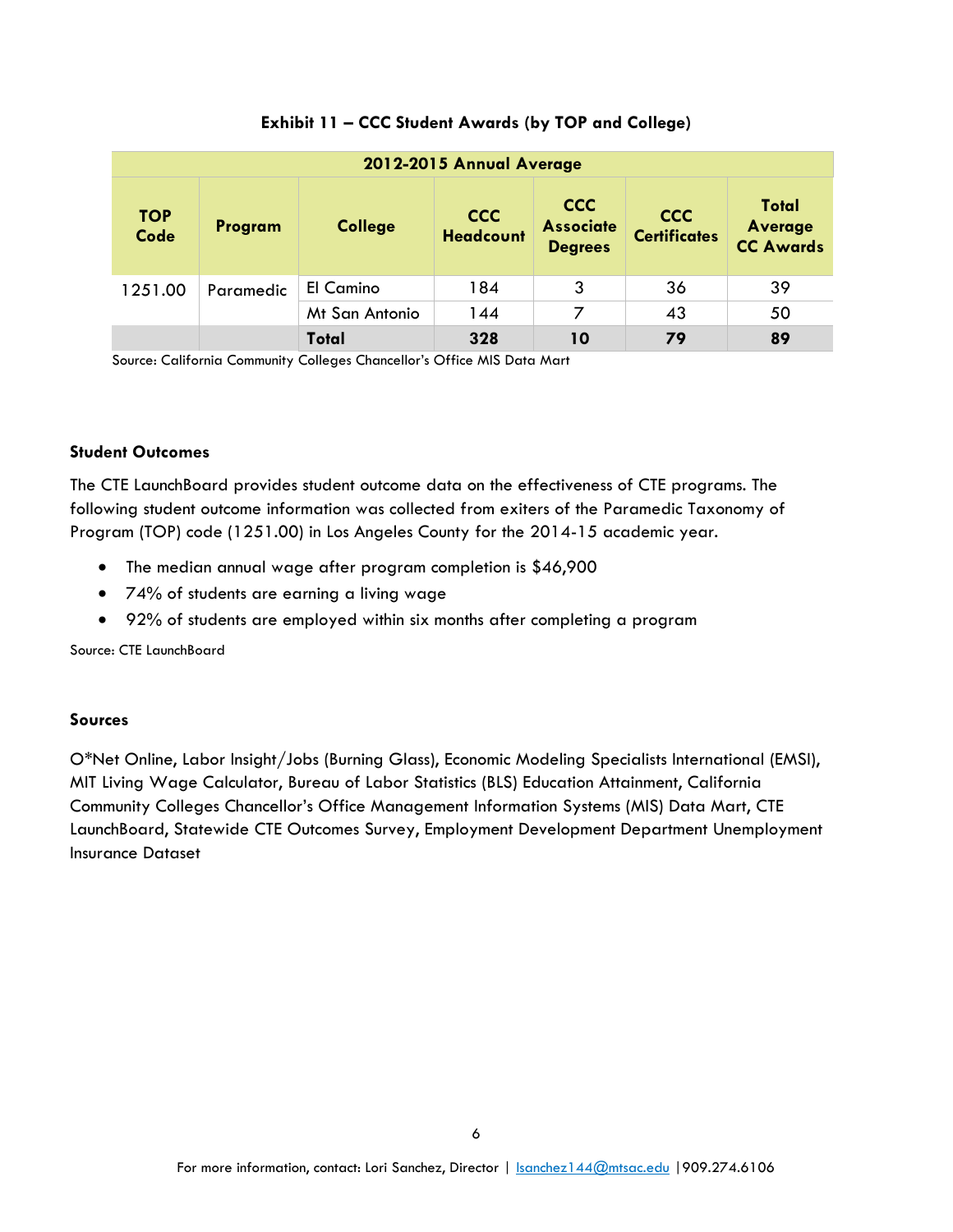**Exhibit 11 – CCC Student Awards (by TOP and College)**

| 2012-2015 Annual Average | | | | | | |
|---|---|---|---|---|---|---|
| **TOP Code** | **Program** | **College** | **CCC Headcount** | **CCC Associate Degrees** | **CCC Certificates** | **Total Average CC Awards** |
| 1251.00 | Paramedic | El Camino | 184 | 3 | 36 | 39 |
| | | Mt San Antonio | 144 | 7 | 43 | 50 |
| | | **Total** | **328** | **10** | **79** | **89** |

Source: California Community Colleges Chancellor's Office MIS Data Mart

**Student Outcomes**

The CTE LaunchBoard provides student outcome data on the effectiveness of CTE programs. The following student outcome information was collected from exiters of the Paramedic Taxonomy of Program (TOP) code (1251.00) in Los Angeles County for the 2014-15 academic year.

- The median annual wage after program completion is $46,900
- 74% of students are earning a living wage
- 92% of students are employed within six months after completing a program

Source: CTE LaunchBoard

**Sources**

O*Net Online, Labor Insight/Jobs (Burning Glass), Economic Modeling Specialists International (EMSI), MIT Living Wage Calculator, Bureau of Labor Statistics (BLS) Education Attainment, California Community Colleges Chancellor's Office Management Information Systems (MIS) Data Mart, CTE LaunchBoard, Statewide CTE Outcomes Survey, Employment Development Department Unemployment Insurance Dataset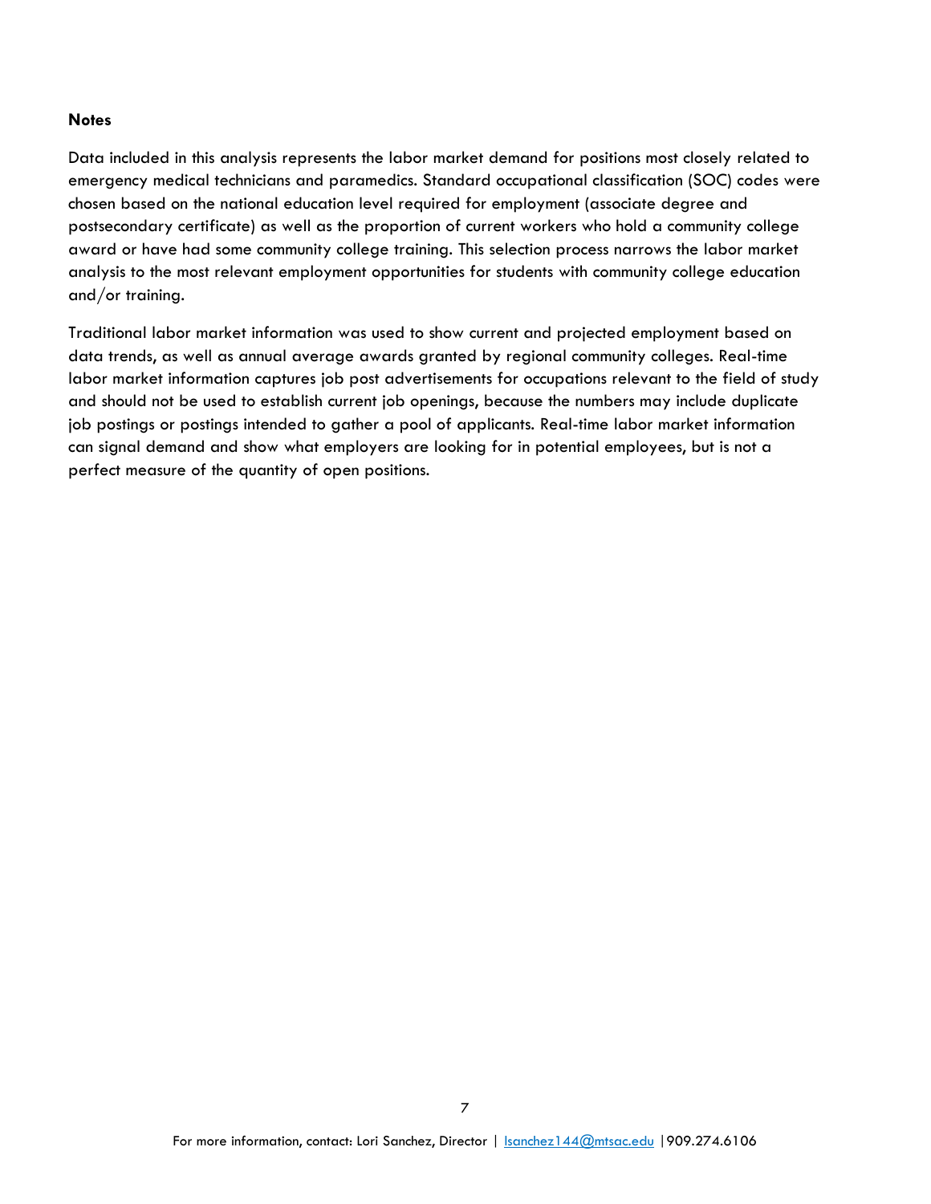**Notes**

Data included in this analysis represents the labor market demand for positions most closely related to emergency medical technicians and paramedics. Standard occupational classification (SOC) codes were chosen based on the national education level required for employment (associate degree and postsecondary certificate) as well as the proportion of current workers who hold a community college award or have had some community college training. This selection process narrows the labor market analysis to the most relevant employment opportunities for students with community college education and/or training.

Traditional labor market information was used to show current and projected employment based on data trends, as well as annual average awards granted by regional community colleges. Real-time labor market information captures job post advertisements for occupations relevant to the field of study and should not be used to establish current job openings, because the numbers may include duplicate job postings or postings intended to gather a pool of applicants. Real-time labor market information can signal demand and show what employers are looking for in potential employees, but is not a perfect measure of the quantity of open positions.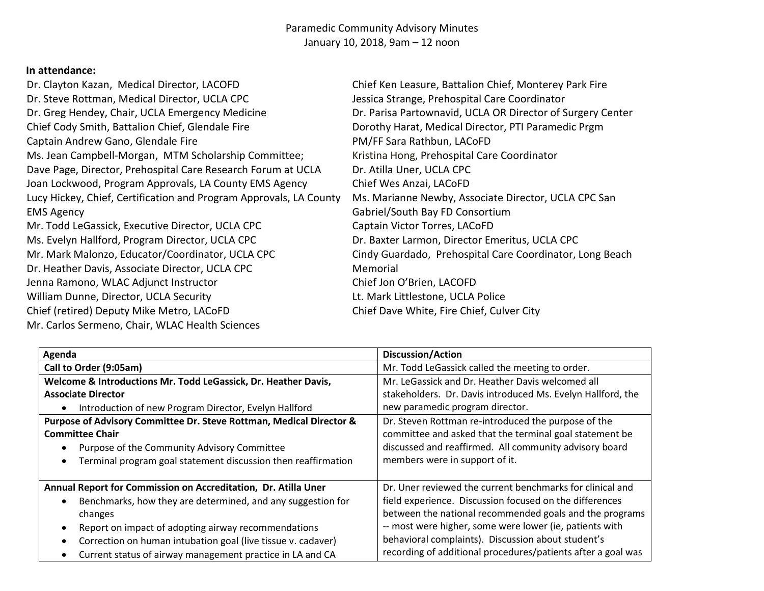Paramedic Community Advisory Minutes
January 10, 2018, 9am – 12 noon

**In attendance:**

Dr. Clayton Kazan, Medical Director, LACOFD
Dr. Steve Rottman, Medical Director, UCLA CPC
Dr. Greg Hendey, Chair, UCLA Emergency Medicine
Chief Cody Smith, Battalion Chief, Glendale Fire
Captain Andrew Gano, Glendale Fire
Ms. Jean Campbell-Morgan, MTM Scholarship Committee;
Dave Page, Director, Prehospital Care Research Forum at UCLA
Joan Lockwood, Program Approvals, LA County EMS Agency
Lucy Hickey, Chief, Certification and Program Approvals, LA County EMS Agency
Mr. Todd LeGassick, Executive Director, UCLA CPC
Ms. Evelyn Hallford, Program Director, UCLA CPC
Mr. Mark Malonzo, Educator/Coordinator, UCLA CPC
Dr. Heather Davis, Associate Director, UCLA CPC
Jenna Ramono, WLAC Adjunct Instructor
William Dunne, Director, UCLA Security
Chief (retired) Deputy Mike Metro, LACoFD
Mr. Carlos Sermeno, Chair, WLAC Health Sciences
Chief Ken Leasure, Battalion Chief, Monterey Park Fire
Jessica Strange, Prehospital Care Coordinator
Dr. Parisa Partownavid, UCLA OR Director of Surgery Center
Dorothy Harat, Medical Director, PTI Paramedic Prgm
PM/FF Sara Rathbun, LACoFD
Kristina Hong, Prehospital Care Coordinator
Dr. Atilla Uner, UCLA CPC
Chief Wes Anzai, LACoFD
Ms. Marianne Newby, Associate Director, UCLA CPC San Gabriel/South Bay FD Consortium
Captain Victor Torres, LACoFD
Dr. Baxter Larmon, Director Emeritus, UCLA CPC
Cindy Guardado, Prehospital Care Coordinator, Long Beach Memorial
Chief Jon O'Brien, LACOFD
Lt. Mark Littlestone, UCLA Police
Chief Dave White, Fire Chief, Culver City

| Agenda | Discussion/Action |
|---|---|
| **Call to Order (9:05am)** | Mr. Todd LeGassick called the meeting to order. |
| **Welcome & Introductions Mr. Todd LeGassick, Dr. Heather Davis, Associate Director**<br>• Introduction of new Program Director, Evelyn Hallford | Mr. LeGassick and Dr. Heather Davis welcomed all stakeholders. Dr. Davis introduced Ms. Evelyn Hallford, the new paramedic program director. |
| **Purpose of Advisory Committee Dr. Steve Rottman, Medical Director & Committee Chair**<br>• Purpose of the Community Advisory Committee<br>• Terminal program goal statement discussion then reaffirmation | Dr. Steven Rottman re-introduced the purpose of the committee and asked that the terminal goal statement be discussed and reaffirmed. All community advisory board members were in support of it. |
| **Annual Report for Commission on Accreditation, Dr. Atilla Uner**<br>• Benchmarks, how they are determined, and any suggestion for changes<br>• Report on impact of adopting airway recommendations<br>• Correction on human intubation goal (live tissue v. cadaver)<br>• Current status of airway management practice in LA and CA | Dr. Uner reviewed the current benchmarks for clinical and field experience. Discussion focused on the differences between the national recommended goals and the programs -- most were higher, some were lower (ie, patients with behavioral complaints). Discussion about student's recording of additional procedures/patients after a goal was |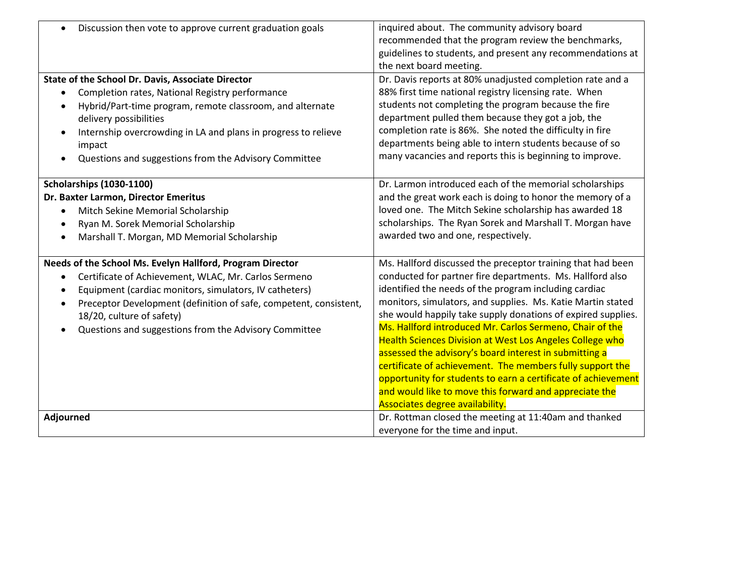| | |
|---|---|
| • Discussion then vote to approve current graduation goals | inquired about. The community advisory board recommended that the program review the benchmarks, guidelines to students, and present any recommendations at the next board meeting. |
| **State of the School Dr. Davis, Associate Director**<br>• Completion rates, National Registry performance<br>• Hybrid/Part-time program, remote classroom, and alternate delivery possibilities<br>• Internship overcrowding in LA and plans in progress to relieve impact<br>• Questions and suggestions from the Advisory Committee | Dr. Davis reports at 80% unadjusted completion rate and a 88% first time national registry licensing rate. When students not completing the program because the fire department pulled them because they got a job, the completion rate is 86%. She noted the difficulty in fire departments being able to intern students because of so many vacancies and reports this is beginning to improve. |
| **Scholarships (1030-1100)**<br>**Dr. Baxter Larmon, Director Emeritus**<br>• Mitch Sekine Memorial Scholarship<br>• Ryan M. Sorek Memorial Scholarship<br>• Marshall T. Morgan, MD Memorial Scholarship | Dr. Larmon introduced each of the memorial scholarships and the great work each is doing to honor the memory of a loved one. The Mitch Sekine scholarship has awarded 18 scholarships. The Ryan Sorek and Marshall T. Morgan have awarded two and one, respectively. |
| **Needs of the School Ms. Evelyn Hallford, Program Director**<br>• Certificate of Achievement, WLAC, Mr. Carlos Sermeno<br>• Equipment (cardiac monitors, simulators, IV catheters)<br>• Preceptor Development (definition of safe, competent, consistent, 18/20, culture of safety)<br>• Questions and suggestions from the Advisory Committee | Ms. Hallford discussed the preceptor training that had been conducted for partner fire departments. Ms. Hallford also identified the needs of the program including cardiac monitors, simulators, and supplies. Ms. Katie Martin stated she would happily take supply donations of expired supplies. Ms. Hallford introduced Mr. Carlos Sermeno, Chair of the Health Sciences Division at West Los Angeles College who assessed the advisory's board interest in submitting a certificate of achievement. The members fully support the opportunity for students to earn a certificate of achievement and would like to move this forward and appreciate the Associates degree availability. |
| **Adjourned** | Dr. Rottman closed the meeting at 11:40am and thanked everyone for the time and input. |